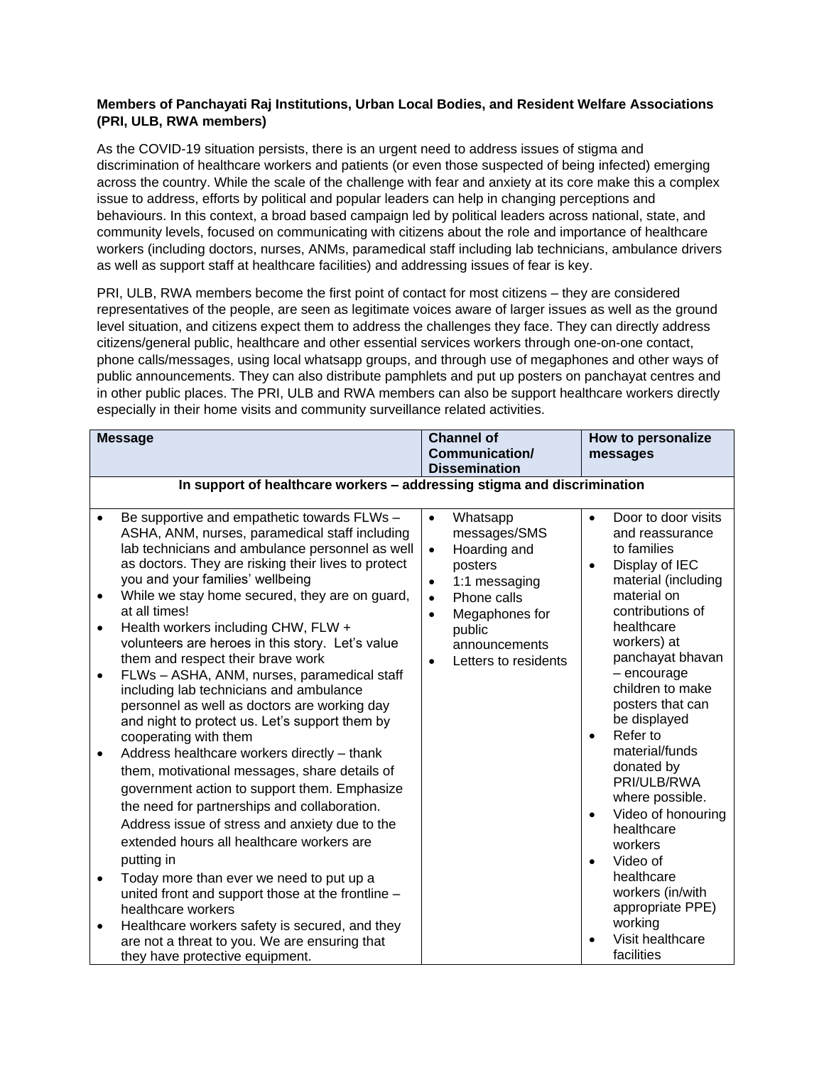**Members of Panchayati Raj Institutions, Urban Local Bodies, and Resident Welfare Associations (PRI, ULB, RWA members)**

As the COVID-19 situation persists, there is an urgent need to address issues of stigma and discrimination of healthcare workers and patients (or even those suspected of being infected) emerging across the country. While the scale of the challenge with fear and anxiety at its core make this a complex issue to address, efforts by political and popular leaders can help in changing perceptions and behaviours. In this context, a broad based campaign led by political leaders across national, state, and community levels, focused on communicating with citizens about the role and importance of healthcare workers (including doctors, nurses, ANMs, paramedical staff including lab technicians, ambulance drivers as well as support staff at healthcare facilities) and addressing issues of fear is key.

PRI, ULB, RWA members become the first point of contact for most citizens – they are considered representatives of the people, are seen as legitimate voices aware of larger issues as well as the ground level situation, and citizens expect them to address the challenges they face. They can directly address citizens/general public, healthcare and other essential services workers through one-on-one contact, phone calls/messages, using local whatsapp groups, and through use of megaphones and other ways of public announcements. They can also distribute pamphlets and put up posters on panchayat centres and in other public places. The PRI, ULB and RWA members can also be support healthcare workers directly especially in their home visits and community surveillance related activities.

| Message | Channel of Communication/ Dissemination | How to personalize messages |
|---|---|---|
| **In support of healthcare workers – addressing stigma and discrimination** | | |
| • Be supportive and empathetic towards FLWs – ASHA, ANM, nurses, paramedical staff including lab technicians and ambulance personnel as well as doctors. They are risking their lives to protect you and your families' wellbeing<br>• While we stay home secured, they are on guard, at all times!<br>• Health workers including CHW, FLW + volunteers are heroes in this story. Let's value them and respect their brave work<br>• FLWs – ASHA, ANM, nurses, paramedical staff including lab technicians and ambulance personnel as well as doctors are working day and night to protect us. Let's support them by cooperating with them<br>• Address healthcare workers directly – thank them, motivational messages, share details of government action to support them. Emphasize the need for partnerships and collaboration. Address issue of stress and anxiety due to the extended hours all healthcare workers are putting in<br>• Today more than ever we need to put up a united front and support those at the frontline – healthcare workers<br>• Healthcare workers safety is secured, and they are not a threat to you. We are ensuring that they have protective equipment. | • Whatsapp messages/SMS<br>• Hoarding and posters<br>• 1:1 messaging<br>• Phone calls<br>• Megaphones for public announcements<br>• Letters to residents | • Door to door visits and reassurance to families<br>• Display of IEC material (including material on contributions of healthcare workers) at panchayat bhavan – encourage children to make posters that can be displayed<br>• Refer to material/funds donated by PRI/ULB/RWA where possible.<br>• Video of honouring healthcare workers<br>• Video of healthcare workers (in/with appropriate PPE) working<br>• Visit healthcare facilities |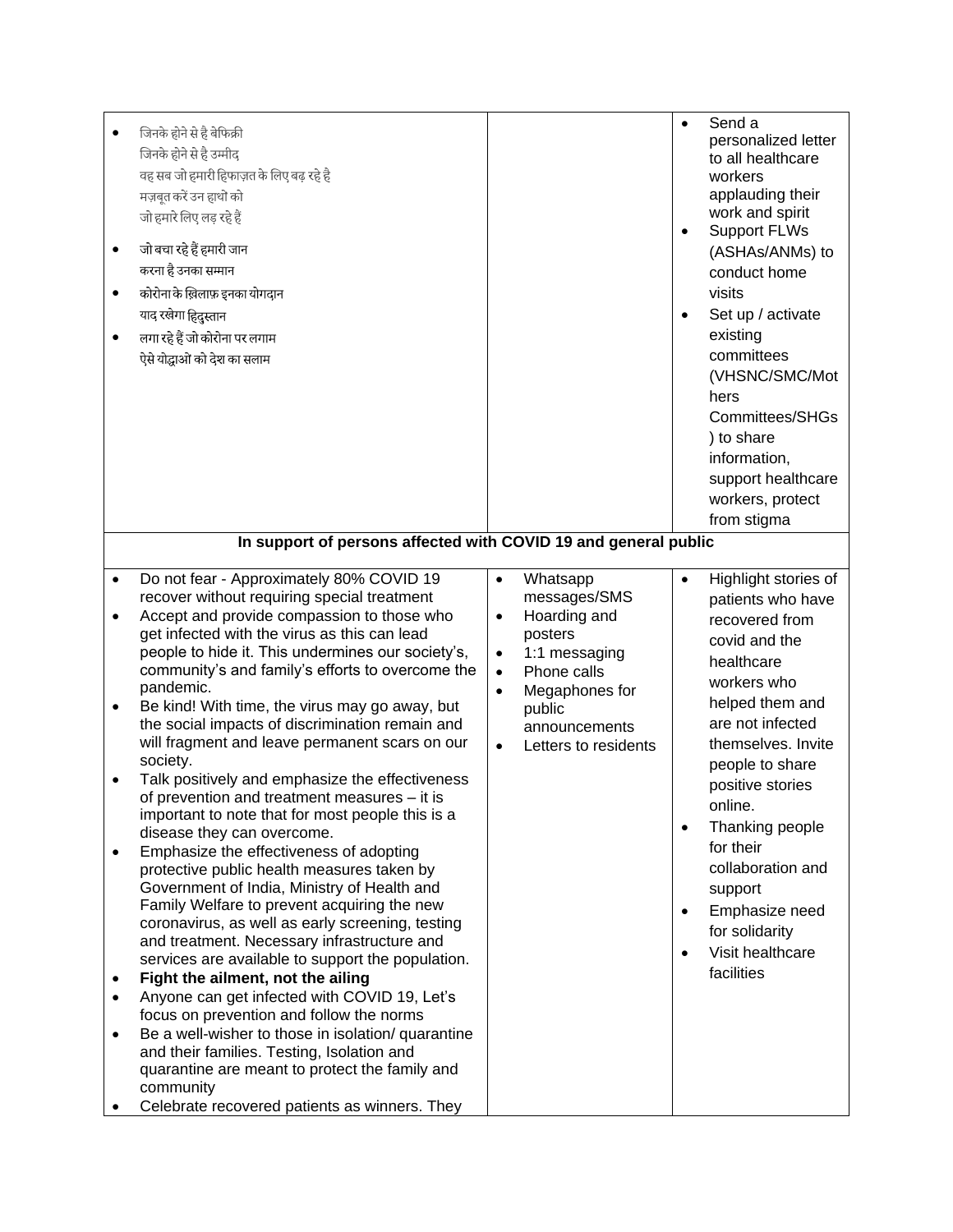| | | |
|---|---|---|
| • जिनके होने से है बेफिक्री<br>जिनके होने से है उम्मीद<br>वह सब जो हमारी हिफाज़त के लिए बढ़ रहे है<br>मज़बूत करें उन हाथो को<br>जो हमारे लिए लड़ रहे हैं<br>• जो बचा रहे हैं हमारी जान<br>करना है उनका सम्मान<br>• कोरोना के ख़िलाफ़ इनका योगदान<br>याद रखेगा हिंदुस्तान<br>• लगा रहे हैं जो कोरोना पर लगाम<br>ऐसे योद्धाओं को देश का सलाम | | • Send a personalized letter to all healthcare workers applauding their work and spirit<br>• Support FLWs (ASHAs/ANMs) to conduct home visits<br>• Set up / activate existing committees (VHSNC/SMC/Mothers Committees/SHGs) to share information, support healthcare workers, protect from stigma |
| **In support of persons affected with COVID 19 and general public** | | |
| • Do not fear - Approximately 80% COVID 19 recover without requiring special treatment<br>• Accept and provide compassion to those who get infected with the virus as this can lead people to hide it. This undermines our society's, community's and family's efforts to overcome the pandemic.<br>• Be kind! With time, the virus may go away, but the social impacts of discrimination remain and will fragment and leave permanent scars on our society.<br>• Talk positively and emphasize the effectiveness of prevention and treatment measures – it is important to note that for most people this is a disease they can overcome.<br>• Emphasize the effectiveness of adopting protective public health measures taken by Government of India, Ministry of Health and Family Welfare to prevent acquiring the new coronavirus, as well as early screening, testing and treatment. Necessary infrastructure and services are available to support the population.<br>• **Fight the ailment, not the ailing**<br>• Anyone can get infected with COVID 19, Let's focus on prevention and follow the norms<br>• Be a well-wisher to those in isolation/ quarantine and their families. Testing, Isolation and quarantine are meant to protect the family and community<br>• Celebrate recovered patients as winners. They | • Whatsapp messages/SMS<br>• Hoarding and posters<br>• 1:1 messaging<br>• Phone calls<br>• Megaphones for public announcements<br>• Letters to residents | • Highlight stories of patients who have recovered from covid and the healthcare workers who helped them and are not infected themselves. Invite people to share positive stories online.<br>• Thanking people for their collaboration and support<br>• Emphasize need for solidarity<br>• Visit healthcare facilities |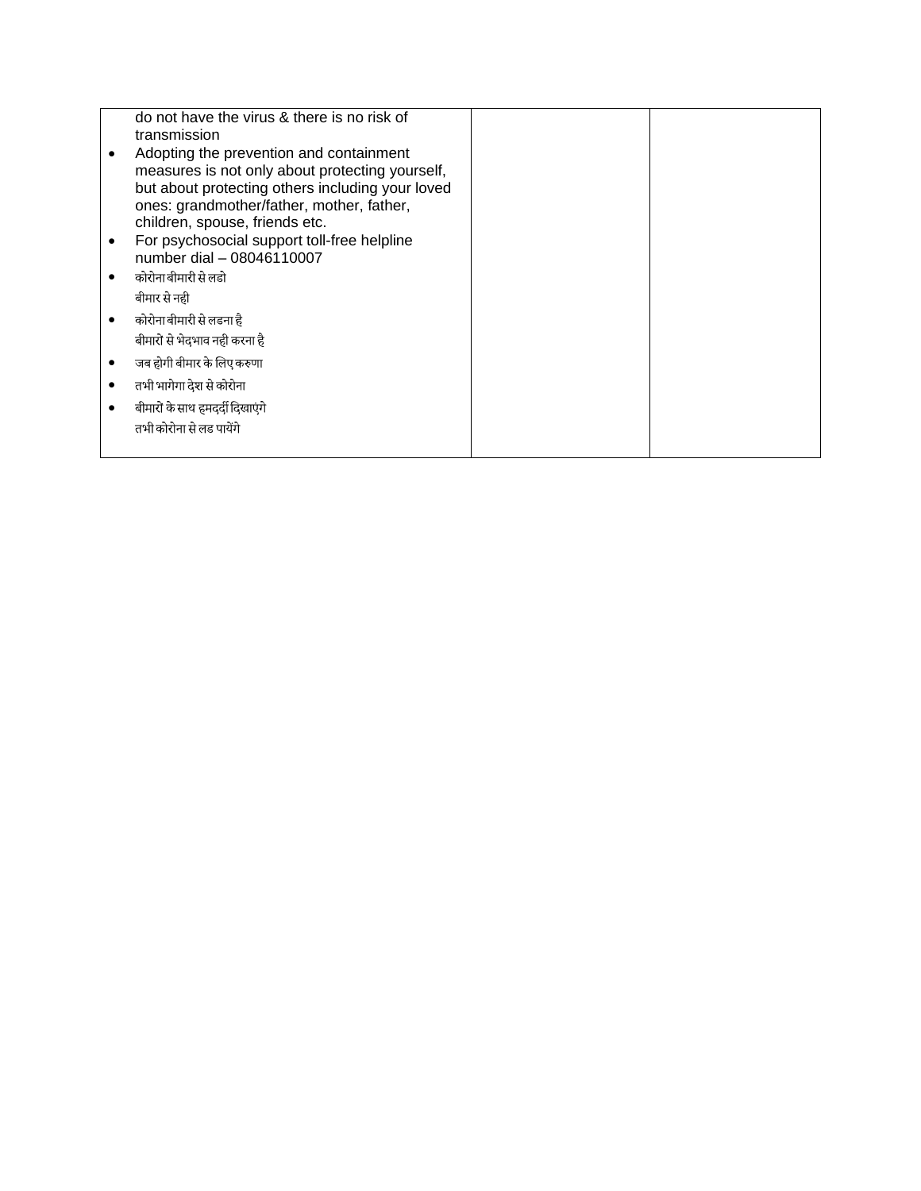| | | |
|---|---|---|
| do not have the virus & there is no risk of transmission<br>• Adopting the prevention and containment measures is not only about protecting yourself, but about protecting others including your loved ones: grandmother/father, mother, father, children, spouse, friends etc.<br>• For psychosocial support toll-free helpline number dial – 08046110007<br>• कोरोना बीमारी से लडो<br>बीमार से नही<br>• कोरोना बीमारी से लडना है<br>बीमारों से भेदभाव नही करना है<br>• जब होगी बीमार के लिए करुणा<br>• तभी भागेगा देश से कोरोना<br>• बीमारों के साथ हमदर्दी दिखाएंगे<br>तभी कोरोना से लड पायेंगे | | |